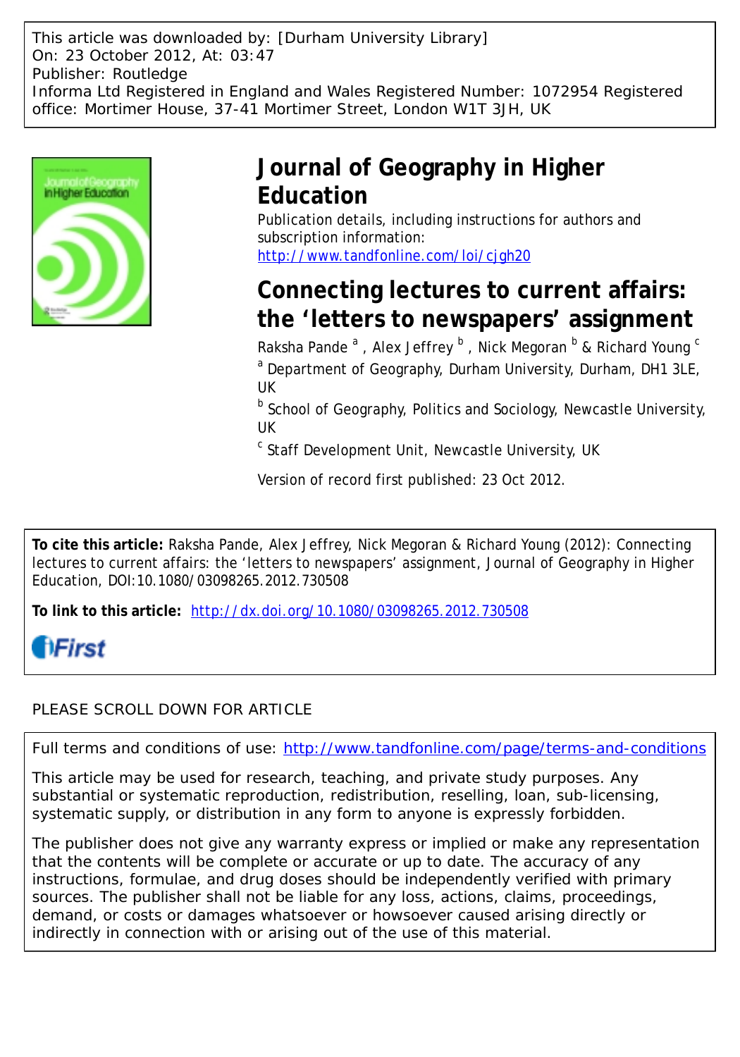This article was downloaded by: [Durham University Library]
On: 23 October 2012, At: 03:47
Publisher: Routledge
Informa Ltd Registered in England and Wales Registered Number: 1072954 Registered office: Mortimer House, 37-41 Mortimer Street, London W1T 3JH, UK

# Journal of Geography in Higher Education

Publication details, including instructions for authors and subscription information:
http://www.tandfonline.com/loi/cjgh20

# Connecting lectures to current affairs: the 'letters to newspapers' assignment

Raksha Pande [a], Alex Jeffrey [b], Nick Megoran [b] & Richard Young [c]

[a] Department of Geography, Durham University, Durham, DH1 3LE, UK

[b] School of Geography, Politics and Sociology, Newcastle University, UK

[c] Staff Development Unit, Newcastle University, UK

Version of record first published: 23 Oct 2012.

**To cite this article:** Raksha Pande, Alex Jeffrey, Nick Megoran & Richard Young (2012): Connecting lectures to current affairs: the 'letters to newspapers' assignment, Journal of Geography in Higher Education, DOI:10.1080/03098265.2012.730508

**To link to this article:** http://dx.doi.org/10.1080/03098265.2012.730508

iFirst

PLEASE SCROLL DOWN FOR ARTICLE

Full terms and conditions of use: http://www.tandfonline.com/page/terms-and-conditions

This article may be used for research, teaching, and private study purposes. Any substantial or systematic reproduction, redistribution, reselling, loan, sub-licensing, systematic supply, or distribution in any form to anyone is expressly forbidden.

The publisher does not give any warranty express or implied or make any representation that the contents will be complete or accurate or up to date. The accuracy of any instructions, formulae, and drug doses should be independently verified with primary sources. The publisher shall not be liable for any loss, actions, claims, proceedings, demand, or costs or damages whatsoever or howsoever caused arising directly or indirectly in connection with or arising out of the use of this material.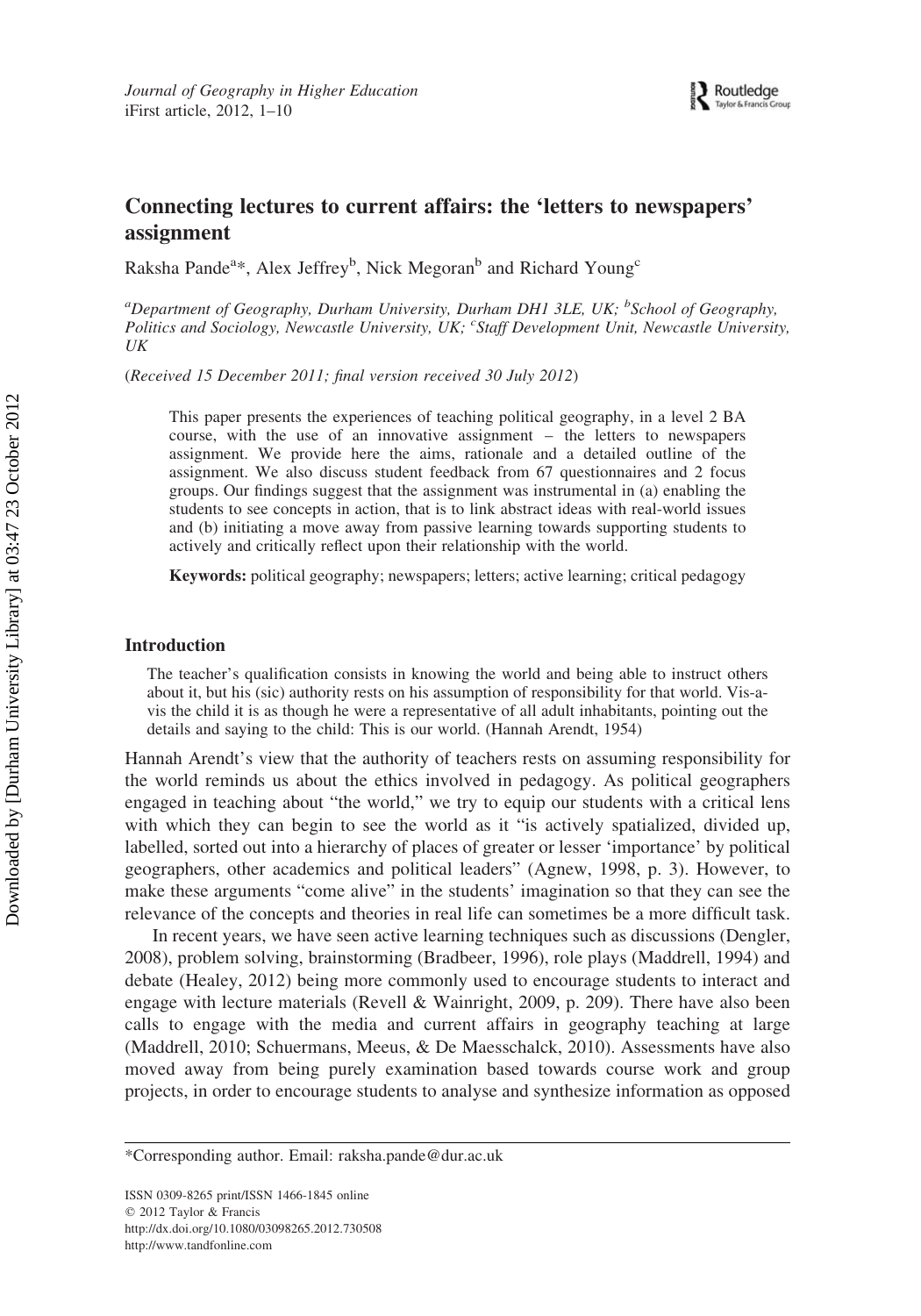# Connecting lectures to current affairs: the 'letters to newspapers' assignment

Raksha Pande[a]*, Alex Jeffrey[b], Nick Megoran[b] and Richard Young[c]

[a]Department of Geography, Durham University, Durham DH1 3LE, UK; [b]School of Geography, Politics and Sociology, Newcastle University, UK; [c]Staff Development Unit, Newcastle University, UK

(*Received 15 December 2011; final version received 30 July 2012*)

> This paper presents the experiences of teaching political geography, in a level 2 BA course, with the use of an innovative assignment – the letters to newspapers assignment. We provide here the aims, rationale and a detailed outline of the assignment. We also discuss student feedback from 67 questionnaires and 2 focus groups. Our findings suggest that the assignment was instrumental in (a) enabling the students to see concepts in action, that is to link abstract ideas with real-world issues and (b) initiating a move away from passive learning towards supporting students to actively and critically reflect upon their relationship with the world.
>
> **Keywords:** political geography; newspapers; letters; active learning; critical pedagogy

## Introduction

> The teacher's qualification consists in knowing the world and being able to instruct others about it, but his (sic) authority rests on his assumption of responsibility for that world. Vis-a-vis the child it is as though he were a representative of all adult inhabitants, pointing out the details and saying to the child: This is our world. (Hannah Arendt, 1954)

Hannah Arendt's view that the authority of teachers rests on assuming responsibility for the world reminds us about the ethics involved in pedagogy. As political geographers engaged in teaching about "the world," we try to equip our students with a critical lens with which they can begin to see the world as it "is actively spatialized, divided up, labelled, sorted out into a hierarchy of places of greater or lesser 'importance' by political geographers, other academics and political leaders" (Agnew, 1998, p. 3). However, to make these arguments "come alive" in the students' imagination so that they can see the relevance of the concepts and theories in real life can sometimes be a more difficult task.

In recent years, we have seen active learning techniques such as discussions (Dengler, 2008), problem solving, brainstorming (Bradbeer, 1996), role plays (Maddrell, 1994) and debate (Healey, 2012) being more commonly used to encourage students to interact and engage with lecture materials (Revell & Wainright, 2009, p. 209). There have also been calls to engage with the media and current affairs in geography teaching at large (Maddrell, 2010; Schuermans, Meeus, & De Maesschalck, 2010). Assessments have also moved away from being purely examination based towards course work and group projects, in order to encourage students to analyse and synthesize information as opposed

*Corresponding author. Email: raksha.pande@dur.ac.uk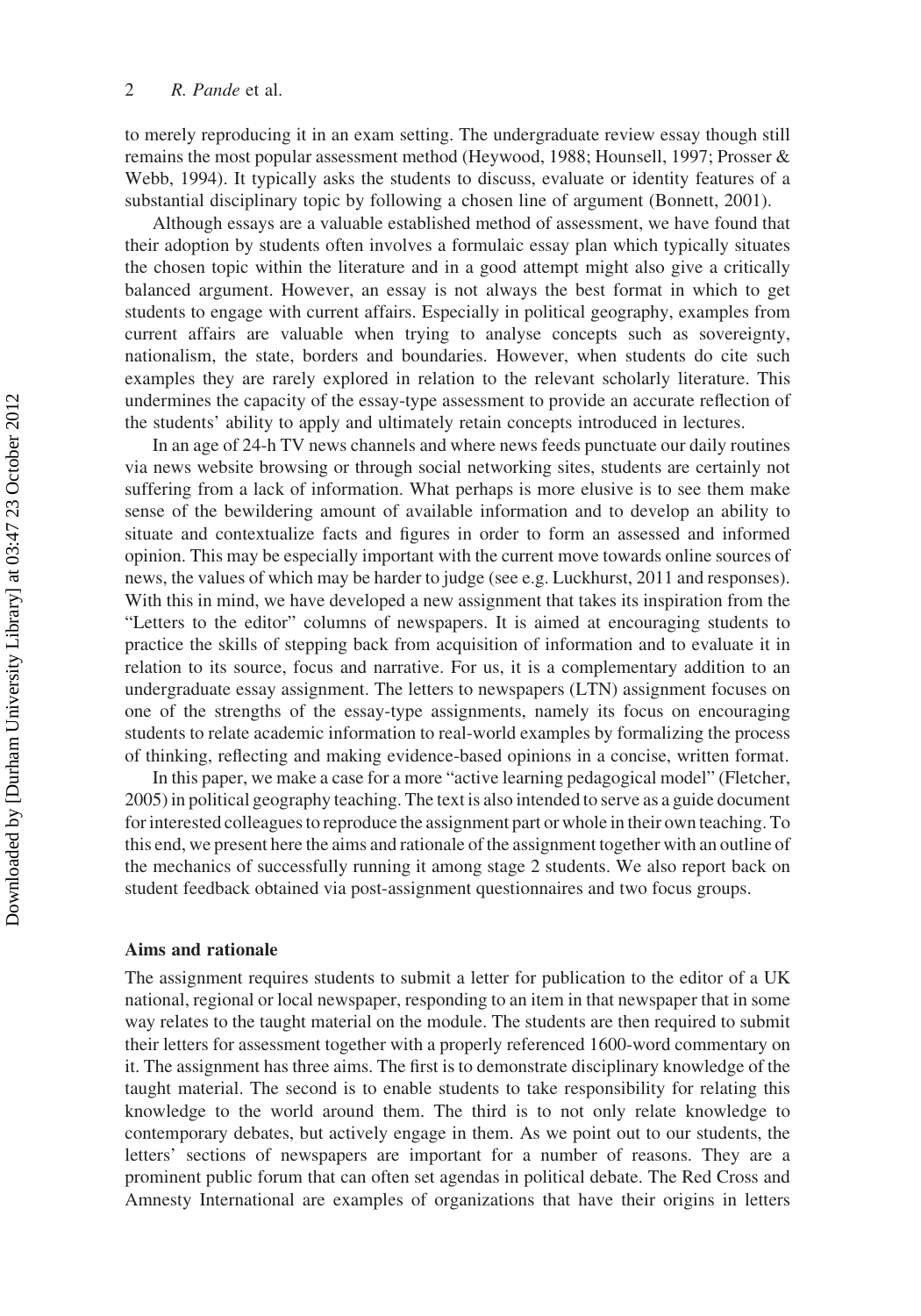to merely reproducing it in an exam setting. The undergraduate review essay though still remains the most popular assessment method (Heywood, 1988; Hounsell, 1997; Prosser & Webb, 1994). It typically asks the students to discuss, evaluate or identity features of a substantial disciplinary topic by following a chosen line of argument (Bonnett, 2001).

Although essays are a valuable established method of assessment, we have found that their adoption by students often involves a formulaic essay plan which typically situates the chosen topic within the literature and in a good attempt might also give a critically balanced argument. However, an essay is not always the best format in which to get students to engage with current affairs. Especially in political geography, examples from current affairs are valuable when trying to analyse concepts such as sovereignty, nationalism, the state, borders and boundaries. However, when students do cite such examples they are rarely explored in relation to the relevant scholarly literature. This undermines the capacity of the essay-type assessment to provide an accurate reflection of the students' ability to apply and ultimately retain concepts introduced in lectures.

In an age of 24-h TV news channels and where news feeds punctuate our daily routines via news website browsing or through social networking sites, students are certainly not suffering from a lack of information. What perhaps is more elusive is to see them make sense of the bewildering amount of available information and to develop an ability to situate and contextualize facts and figures in order to form an assessed and informed opinion. This may be especially important with the current move towards online sources of news, the values of which may be harder to judge (see e.g. Luckhurst, 2011 and responses). With this in mind, we have developed a new assignment that takes its inspiration from the "Letters to the editor" columns of newspapers. It is aimed at encouraging students to practice the skills of stepping back from acquisition of information and to evaluate it in relation to its source, focus and narrative. For us, it is a complementary addition to an undergraduate essay assignment. The letters to newspapers (LTN) assignment focuses on one of the strengths of the essay-type assignments, namely its focus on encouraging students to relate academic information to real-world examples by formalizing the process of thinking, reflecting and making evidence-based opinions in a concise, written format.

In this paper, we make a case for a more "active learning pedagogical model" (Fletcher, 2005) in political geography teaching. The text is also intended to serve as a guide document for interested colleagues to reproduce the assignment part or whole in their own teaching. To this end, we present here the aims and rationale of the assignment together with an outline of the mechanics of successfully running it among stage 2 students. We also report back on student feedback obtained via post-assignment questionnaires and two focus groups.

## Aims and rationale

The assignment requires students to submit a letter for publication to the editor of a UK national, regional or local newspaper, responding to an item in that newspaper that in some way relates to the taught material on the module. The students are then required to submit their letters for assessment together with a properly referenced 1600-word commentary on it. The assignment has three aims. The first is to demonstrate disciplinary knowledge of the taught material. The second is to enable students to take responsibility for relating this knowledge to the world around them. The third is to not only relate knowledge to contemporary debates, but actively engage in them. As we point out to our students, the letters' sections of newspapers are important for a number of reasons. They are a prominent public forum that can often set agendas in political debate. The Red Cross and Amnesty International are examples of organizations that have their origins in letters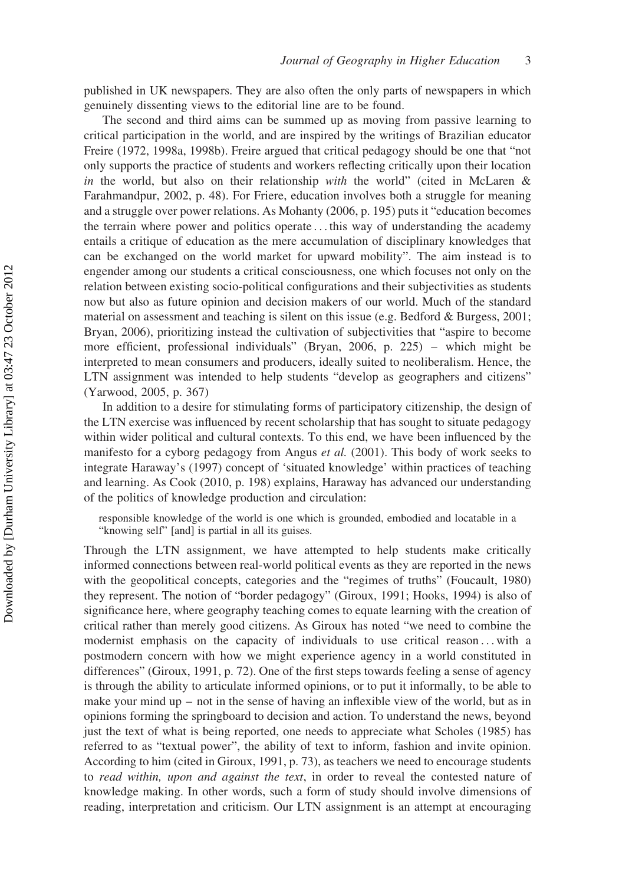published in UK newspapers. They are also often the only parts of newspapers in which genuinely dissenting views to the editorial line are to be found.

The second and third aims can be summed up as moving from passive learning to critical participation in the world, and are inspired by the writings of Brazilian educator Freire (1972, 1998a, 1998b). Freire argued that critical pedagogy should be one that "not only supports the practice of students and workers reflecting critically upon their location *in* the world, but also on their relationship *with* the world" (cited in McLaren & Farahmandpur, 2002, p. 48). For Friere, education involves both a struggle for meaning and a struggle over power relations. As Mohanty (2006, p. 195) puts it "education becomes the terrain where power and politics operate . . . this way of understanding the academy entails a critique of education as the mere accumulation of disciplinary knowledges that can be exchanged on the world market for upward mobility". The aim instead is to engender among our students a critical consciousness, one which focuses not only on the relation between existing socio-political configurations and their subjectivities as students now but also as future opinion and decision makers of our world. Much of the standard material on assessment and teaching is silent on this issue (e.g. Bedford & Burgess, 2001; Bryan, 2006), prioritizing instead the cultivation of subjectivities that "aspire to become more efficient, professional individuals" (Bryan, 2006, p. 225) – which might be interpreted to mean consumers and producers, ideally suited to neoliberalism. Hence, the LTN assignment was intended to help students "develop as geographers and citizens" (Yarwood, 2005, p. 367)

In addition to a desire for stimulating forms of participatory citizenship, the design of the LTN exercise was influenced by recent scholarship that has sought to situate pedagogy within wider political and cultural contexts. To this end, we have been influenced by the manifesto for a cyborg pedagogy from Angus *et al.* (2001). This body of work seeks to integrate Haraway's (1997) concept of 'situated knowledge' within practices of teaching and learning. As Cook (2010, p. 198) explains, Haraway has advanced our understanding of the politics of knowledge production and circulation:

> responsible knowledge of the world is one which is grounded, embodied and locatable in a "knowing self" [and] is partial in all its guises.

Through the LTN assignment, we have attempted to help students make critically informed connections between real-world political events as they are reported in the news with the geopolitical concepts, categories and the "regimes of truths" (Foucault, 1980) they represent. The notion of "border pedagogy" (Giroux, 1991; Hooks, 1994) is also of significance here, where geography teaching comes to equate learning with the creation of critical rather than merely good citizens. As Giroux has noted "we need to combine the modernist emphasis on the capacity of individuals to use critical reason . . . with a postmodern concern with how we might experience agency in a world constituted in differences" (Giroux, 1991, p. 72). One of the first steps towards feeling a sense of agency is through the ability to articulate informed opinions, or to put it informally, to be able to make your mind up – not in the sense of having an inflexible view of the world, but as in opinions forming the springboard to decision and action. To understand the news, beyond just the text of what is being reported, one needs to appreciate what Scholes (1985) has referred to as "textual power", the ability of text to inform, fashion and invite opinion. According to him (cited in Giroux, 1991, p. 73), as teachers we need to encourage students to *read within, upon and against the text*, in order to reveal the contested nature of knowledge making. In other words, such a form of study should involve dimensions of reading, interpretation and criticism. Our LTN assignment is an attempt at encouraging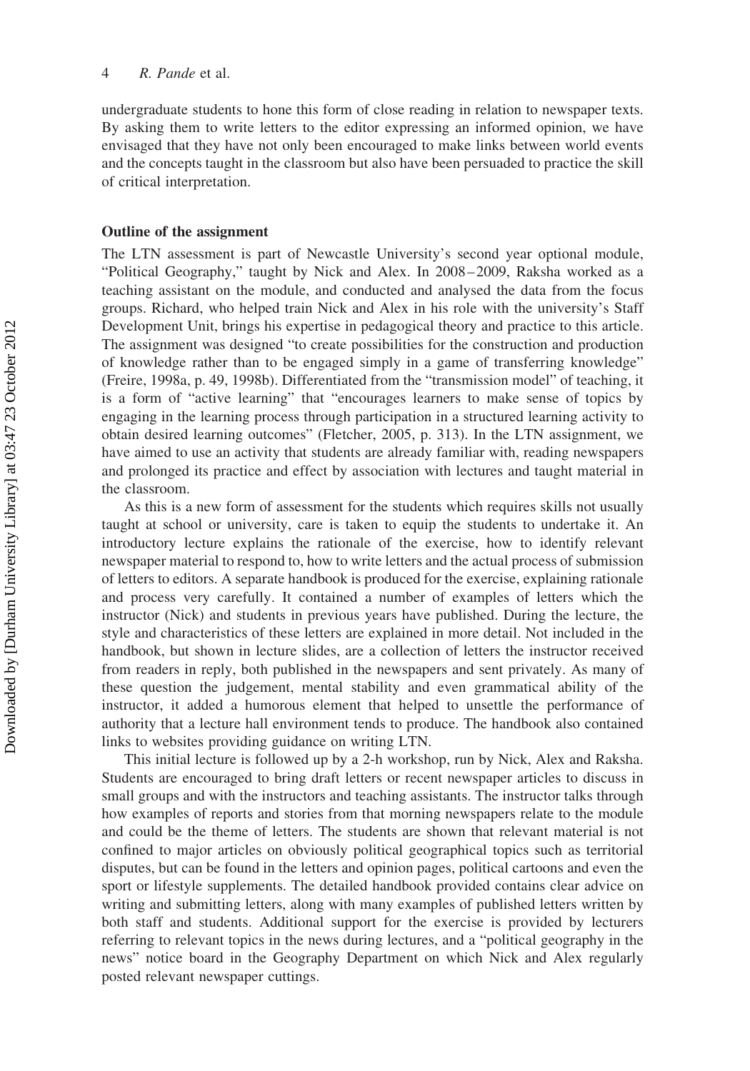undergraduate students to hone this form of close reading in relation to newspaper texts. By asking them to write letters to the editor expressing an informed opinion, we have envisaged that they have not only been encouraged to make links between world events and the concepts taught in the classroom but also have been persuaded to practice the skill of critical interpretation.

### Outline of the assignment

The LTN assessment is part of Newcastle University's second year optional module, "Political Geography," taught by Nick and Alex. In 2008–2009, Raksha worked as a teaching assistant on the module, and conducted and analysed the data from the focus groups. Richard, who helped train Nick and Alex in his role with the university's Staff Development Unit, brings his expertise in pedagogical theory and practice to this article. The assignment was designed "to create possibilities for the construction and production of knowledge rather than to be engaged simply in a game of transferring knowledge" (Freire, 1998a, p. 49, 1998b). Differentiated from the "transmission model" of teaching, it is a form of "active learning" that "encourages learners to make sense of topics by engaging in the learning process through participation in a structured learning activity to obtain desired learning outcomes" (Fletcher, 2005, p. 313). In the LTN assignment, we have aimed to use an activity that students are already familiar with, reading newspapers and prolonged its practice and effect by association with lectures and taught material in the classroom.

As this is a new form of assessment for the students which requires skills not usually taught at school or university, care is taken to equip the students to undertake it. An introductory lecture explains the rationale of the exercise, how to identify relevant newspaper material to respond to, how to write letters and the actual process of submission of letters to editors. A separate handbook is produced for the exercise, explaining rationale and process very carefully. It contained a number of examples of letters which the instructor (Nick) and students in previous years have published. During the lecture, the style and characteristics of these letters are explained in more detail. Not included in the handbook, but shown in lecture slides, are a collection of letters the instructor received from readers in reply, both published in the newspapers and sent privately. As many of these question the judgement, mental stability and even grammatical ability of the instructor, it added a humorous element that helped to unsettle the performance of authority that a lecture hall environment tends to produce. The handbook also contained links to websites providing guidance on writing LTN.

This initial lecture is followed up by a 2-h workshop, run by Nick, Alex and Raksha. Students are encouraged to bring draft letters or recent newspaper articles to discuss in small groups and with the instructors and teaching assistants. The instructor talks through how examples of reports and stories from that morning newspapers relate to the module and could be the theme of letters. The students are shown that relevant material is not confined to major articles on obviously political geographical topics such as territorial disputes, but can be found in the letters and opinion pages, political cartoons and even the sport or lifestyle supplements. The detailed handbook provided contains clear advice on writing and submitting letters, along with many examples of published letters written by both staff and students. Additional support for the exercise is provided by lecturers referring to relevant topics in the news during lectures, and a "political geography in the news" notice board in the Geography Department on which Nick and Alex regularly posted relevant newspaper cuttings.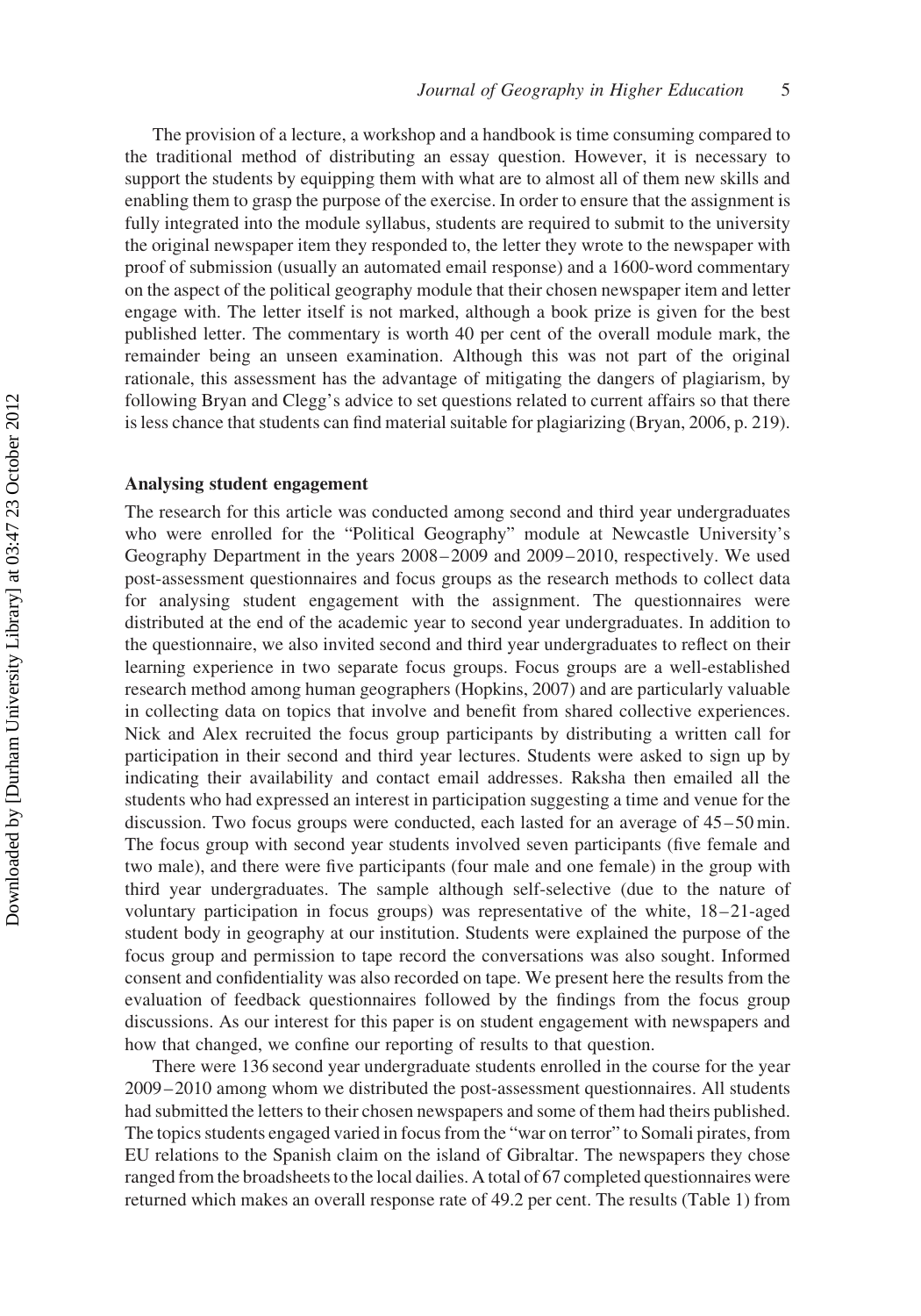The provision of a lecture, a workshop and a handbook is time consuming compared to the traditional method of distributing an essay question. However, it is necessary to support the students by equipping them with what are to almost all of them new skills and enabling them to grasp the purpose of the exercise. In order to ensure that the assignment is fully integrated into the module syllabus, students are required to submit to the university the original newspaper item they responded to, the letter they wrote to the newspaper with proof of submission (usually an automated email response) and a 1600-word commentary on the aspect of the political geography module that their chosen newspaper item and letter engage with. The letter itself is not marked, although a book prize is given for the best published letter. The commentary is worth 40 per cent of the overall module mark, the remainder being an unseen examination. Although this was not part of the original rationale, this assessment has the advantage of mitigating the dangers of plagiarism, by following Bryan and Clegg's advice to set questions related to current affairs so that there is less chance that students can find material suitable for plagiarizing (Bryan, 2006, p. 219).

## Analysing student engagement

The research for this article was conducted among second and third year undergraduates who were enrolled for the "Political Geography" module at Newcastle University's Geography Department in the years 2008–2009 and 2009–2010, respectively. We used post-assessment questionnaires and focus groups as the research methods to collect data for analysing student engagement with the assignment. The questionnaires were distributed at the end of the academic year to second year undergraduates. In addition to the questionnaire, we also invited second and third year undergraduates to reflect on their learning experience in two separate focus groups. Focus groups are a well-established research method among human geographers (Hopkins, 2007) and are particularly valuable in collecting data on topics that involve and benefit from shared collective experiences. Nick and Alex recruited the focus group participants by distributing a written call for participation in their second and third year lectures. Students were asked to sign up by indicating their availability and contact email addresses. Raksha then emailed all the students who had expressed an interest in participation suggesting a time and venue for the discussion. Two focus groups were conducted, each lasted for an average of 45–50 min. The focus group with second year students involved seven participants (five female and two male), and there were five participants (four male and one female) in the group with third year undergraduates. The sample although self-selective (due to the nature of voluntary participation in focus groups) was representative of the white, 18–21-aged student body in geography at our institution. Students were explained the purpose of the focus group and permission to tape record the conversations was also sought. Informed consent and confidentiality was also recorded on tape. We present here the results from the evaluation of feedback questionnaires followed by the findings from the focus group discussions. As our interest for this paper is on student engagement with newspapers and how that changed, we confine our reporting of results to that question.

There were 136 second year undergraduate students enrolled in the course for the year 2009–2010 among whom we distributed the post-assessment questionnaires. All students had submitted the letters to their chosen newspapers and some of them had theirs published. The topics students engaged varied in focus from the "war on terror" to Somali pirates, from EU relations to the Spanish claim on the island of Gibraltar. The newspapers they chose ranged from the broadsheets to the local dailies. A total of 67 completed questionnaires were returned which makes an overall response rate of 49.2 per cent. The results (Table 1) from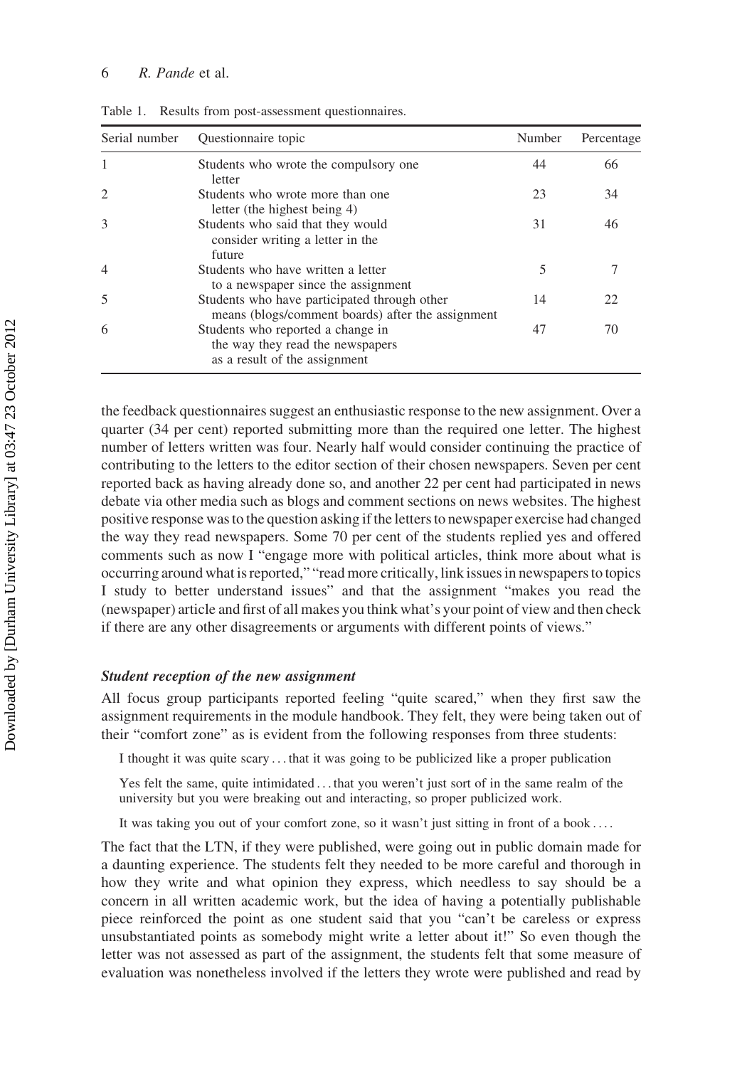Table 1. Results from post-assessment questionnaires.

| Serial number | Questionnaire topic | Number | Percentage |
|---|---|---|---|
| 1 | Students who wrote the compulsory one letter | 44 | 66 |
| 2 | Students who wrote more than one letter (the highest being 4) | 23 | 34 |
| 3 | Students who said that they would consider writing a letter in the future | 31 | 46 |
| 4 | Students who have written a letter to a newspaper since the assignment | 5 | 7 |
| 5 | Students who have participated through other means (blogs/comment boards) after the assignment | 14 | 22 |
| 6 | Students who reported a change in the way they read the newspapers as a result of the assignment | 47 | 70 |

the feedback questionnaires suggest an enthusiastic response to the new assignment. Over a quarter (34 per cent) reported submitting more than the required one letter. The highest number of letters written was four. Nearly half would consider continuing the practice of contributing to the letters to the editor section of their chosen newspapers. Seven per cent reported back as having already done so, and another 22 per cent had participated in news debate via other media such as blogs and comment sections on news websites. The highest positive response was to the question asking if the letters to newspaper exercise had changed the way they read newspapers. Some 70 per cent of the students replied yes and offered comments such as now I "engage more with political articles, think more about what is occurring around what is reported," "read more critically, link issues in newspapers to topics I study to better understand issues" and that the assignment "makes you read the (newspaper) article and first of all makes you think what's your point of view and then check if there are any other disagreements or arguments with different points of views."

### *Student reception of the new assignment*

All focus group participants reported feeling "quite scared," when they first saw the assignment requirements in the module handbook. They felt, they were being taken out of their "comfort zone" as is evident from the following responses from three students:

> I thought it was quite scary ... that it was going to be publicized like a proper publication
>
> Yes felt the same, quite intimidated ... that you weren't just sort of in the same realm of the university but you were breaking out and interacting, so proper publicized work.
>
> It was taking you out of your comfort zone, so it wasn't just sitting in front of a book ....

The fact that the LTN, if they were published, were going out in public domain made for a daunting experience. The students felt they needed to be more careful and thorough in how they write and what opinion they express, which needless to say should be a concern in all written academic work, but the idea of having a potentially publishable piece reinforced the point as one student said that you "can't be careless or express unsubstantiated points as somebody might write a letter about it!" So even though the letter was not assessed as part of the assignment, the students felt that some measure of evaluation was nonetheless involved if the letters they wrote were published and read by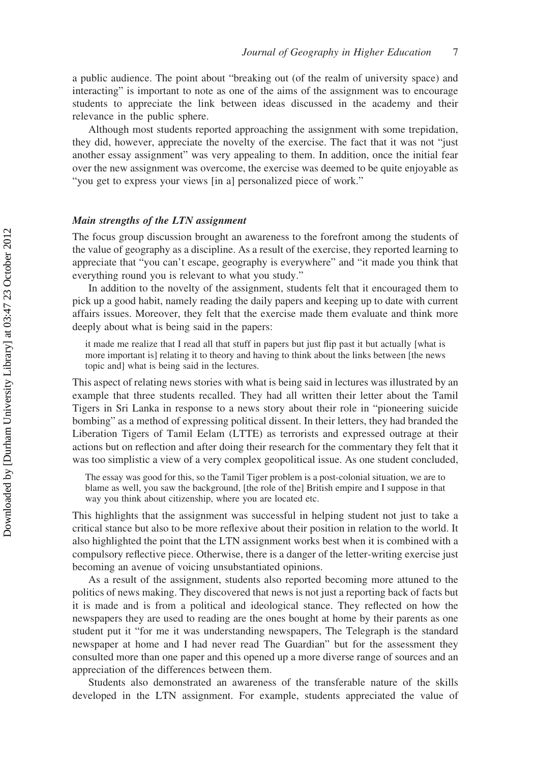a public audience. The point about "breaking out (of the realm of university space) and interacting" is important to note as one of the aims of the assignment was to encourage students to appreciate the link between ideas discussed in the academy and their relevance in the public sphere.

Although most students reported approaching the assignment with some trepidation, they did, however, appreciate the novelty of the exercise. The fact that it was not "just another essay assignment" was very appealing to them. In addition, once the initial fear over the new assignment was overcome, the exercise was deemed to be quite enjoyable as "you get to express your views [in a] personalized piece of work."

### *Main strengths of the LTN assignment*

The focus group discussion brought an awareness to the forefront among the students of the value of geography as a discipline. As a result of the exercise, they reported learning to appreciate that "you can't escape, geography is everywhere" and "it made you think that everything round you is relevant to what you study."

In addition to the novelty of the assignment, students felt that it encouraged them to pick up a good habit, namely reading the daily papers and keeping up to date with current affairs issues. Moreover, they felt that the exercise made them evaluate and think more deeply about what is being said in the papers:

> it made me realize that I read all that stuff in papers but just flip past it but actually [what is more important is] relating it to theory and having to think about the links between [the news topic and] what is being said in the lectures.

This aspect of relating news stories with what is being said in lectures was illustrated by an example that three students recalled. They had all written their letter about the Tamil Tigers in Sri Lanka in response to a news story about their role in "pioneering suicide bombing" as a method of expressing political dissent. In their letters, they had branded the Liberation Tigers of Tamil Eelam (LTTE) as terrorists and expressed outrage at their actions but on reflection and after doing their research for the commentary they felt that it was too simplistic a view of a very complex geopolitical issue. As one student concluded,

> The essay was good for this, so the Tamil Tiger problem is a post-colonial situation, we are to blame as well, you saw the background, [the role of the] British empire and I suppose in that way you think about citizenship, where you are located etc.

This highlights that the assignment was successful in helping student not just to take a critical stance but also to be more reflexive about their position in relation to the world. It also highlighted the point that the LTN assignment works best when it is combined with a compulsory reflective piece. Otherwise, there is a danger of the letter-writing exercise just becoming an avenue of voicing unsubstantiated opinions.

As a result of the assignment, students also reported becoming more attuned to the politics of news making. They discovered that news is not just a reporting back of facts but it is made and is from a political and ideological stance. They reflected on how the newspapers they are used to reading are the ones bought at home by their parents as one student put it "for me it was understanding newspapers, The Telegraph is the standard newspaper at home and I had never read The Guardian" but for the assessment they consulted more than one paper and this opened up a more diverse range of sources and an appreciation of the differences between them.

Students also demonstrated an awareness of the transferable nature of the skills developed in the LTN assignment. For example, students appreciated the value of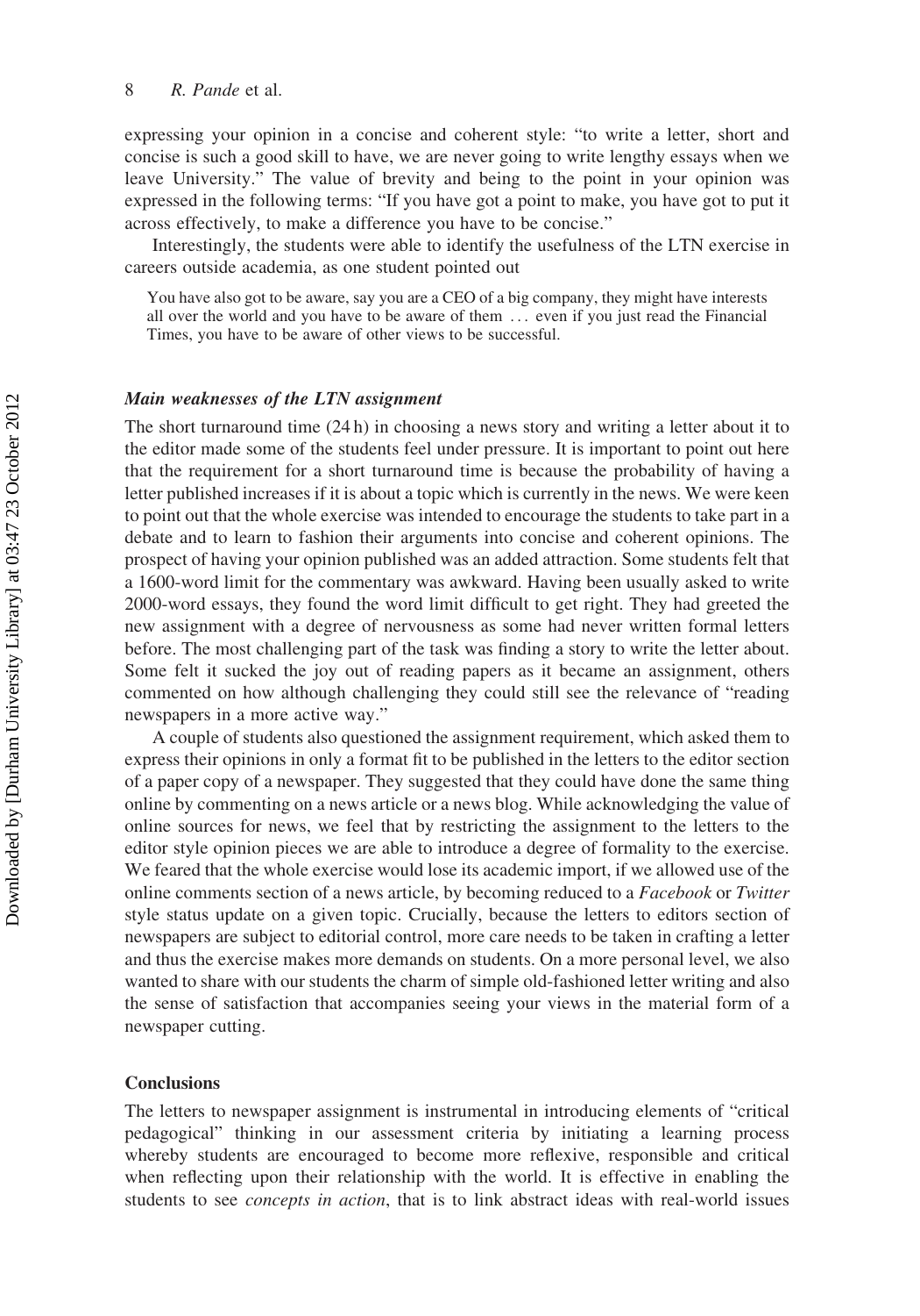expressing your opinion in a concise and coherent style: "to write a letter, short and concise is such a good skill to have, we are never going to write lengthy essays when we leave University." The value of brevity and being to the point in your opinion was expressed in the following terms: "If you have got a point to make, you have got to put it across effectively, to make a difference you have to be concise."

Interestingly, the students were able to identify the usefulness of the LTN exercise in careers outside academia, as one student pointed out

> You have also got to be aware, say you are a CEO of a big company, they might have interests all over the world and you have to be aware of them ... even if you just read the Financial Times, you have to be aware of other views to be successful.

### *Main weaknesses of the LTN assignment*

The short turnaround time (24 h) in choosing a news story and writing a letter about it to the editor made some of the students feel under pressure. It is important to point out here that the requirement for a short turnaround time is because the probability of having a letter published increases if it is about a topic which is currently in the news. We were keen to point out that the whole exercise was intended to encourage the students to take part in a debate and to learn to fashion their arguments into concise and coherent opinions. The prospect of having your opinion published was an added attraction. Some students felt that a 1600-word limit for the commentary was awkward. Having been usually asked to write 2000-word essays, they found the word limit difficult to get right. They had greeted the new assignment with a degree of nervousness as some had never written formal letters before. The most challenging part of the task was finding a story to write the letter about. Some felt it sucked the joy out of reading papers as it became an assignment, others commented on how although challenging they could still see the relevance of "reading newspapers in a more active way."

A couple of students also questioned the assignment requirement, which asked them to express their opinions in only a format fit to be published in the letters to the editor section of a paper copy of a newspaper. They suggested that they could have done the same thing online by commenting on a news article or a news blog. While acknowledging the value of online sources for news, we feel that by restricting the assignment to the letters to the editor style opinion pieces we are able to introduce a degree of formality to the exercise. We feared that the whole exercise would lose its academic import, if we allowed use of the online comments section of a news article, by becoming reduced to a *Facebook* or *Twitter* style status update on a given topic. Crucially, because the letters to editors section of newspapers are subject to editorial control, more care needs to be taken in crafting a letter and thus the exercise makes more demands on students. On a more personal level, we also wanted to share with our students the charm of simple old-fashioned letter writing and also the sense of satisfaction that accompanies seeing your views in the material form of a newspaper cutting.

## Conclusions

The letters to newspaper assignment is instrumental in introducing elements of "critical pedagogical" thinking in our assessment criteria by initiating a learning process whereby students are encouraged to become more reflexive, responsible and critical when reflecting upon their relationship with the world. It is effective in enabling the students to see *concepts in action*, that is to link abstract ideas with real-world issues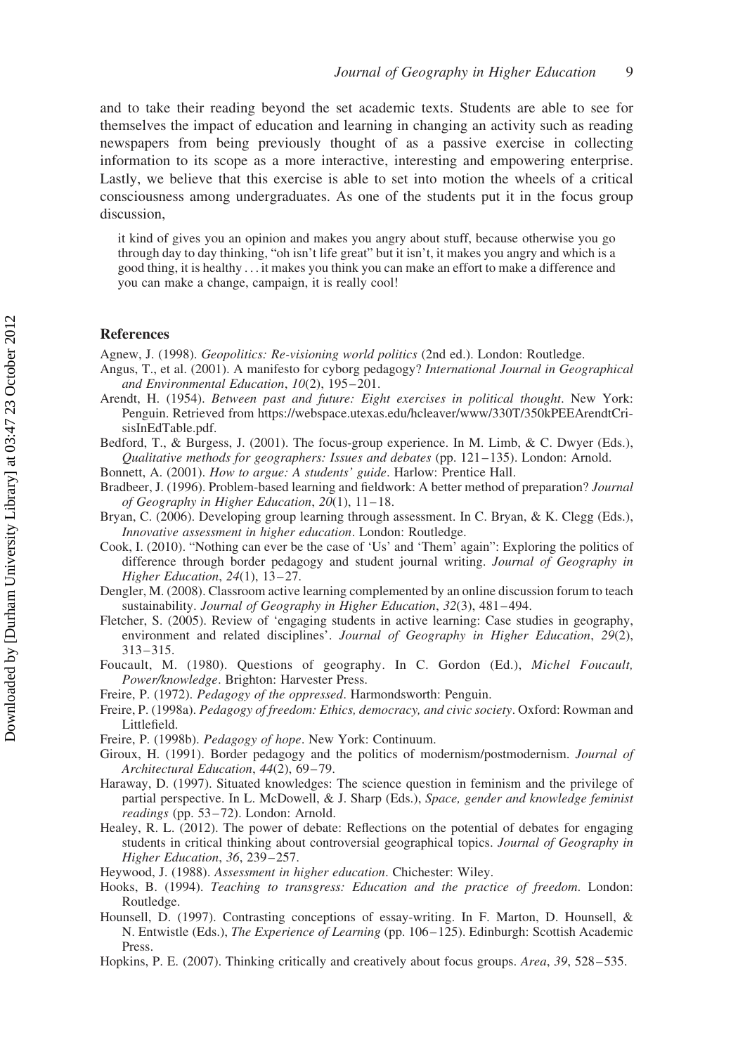and to take their reading beyond the set academic texts. Students are able to see for themselves the impact of education and learning in changing an activity such as reading newspapers from being previously thought of as a passive exercise in collecting information to its scope as a more interactive, interesting and empowering enterprise. Lastly, we believe that this exercise is able to set into motion the wheels of a critical consciousness among undergraduates. As one of the students put it in the focus group discussion,

> it kind of gives you an opinion and makes you angry about stuff, because otherwise you go through day to day thinking, "oh isn't life great" but it isn't, it makes you angry and which is a good thing, it is healthy … it makes you think you can make an effort to make a difference and you can make a change, campaign, it is really cool!

## References

Agnew, J. (1998). *Geopolitics: Re-visioning world politics* (2nd ed.). London: Routledge.

Angus, T., et al. (2001). A manifesto for cyborg pedagogy? *International Journal in Geographical and Environmental Education*, *10*(2), 195–201.

Arendt, H. (1954). *Between past and future: Eight exercises in political thought*. New York: Penguin. Retrieved from https://webspace.utexas.edu/hcleaver/www/330T/350kPEEArendtCrisisInEdTable.pdf.

Bedford, T., & Burgess, J. (2001). The focus-group experience. In M. Limb, & C. Dwyer (Eds.), *Qualitative methods for geographers: Issues and debates* (pp. 121–135). London: Arnold.

Bonnett, A. (2001). *How to argue: A students' guide*. Harlow: Prentice Hall.

Bradbeer, J. (1996). Problem-based learning and fieldwork: A better method of preparation? *Journal of Geography in Higher Education*, *20*(1), 11–18.

Bryan, C. (2006). Developing group learning through assessment. In C. Bryan, & K. Clegg (Eds.), *Innovative assessment in higher education*. London: Routledge.

Cook, I. (2010). "Nothing can ever be the case of 'Us' and 'Them' again": Exploring the politics of difference through border pedagogy and student journal writing. *Journal of Geography in Higher Education*, *24*(1), 13–27.

Dengler, M. (2008). Classroom active learning complemented by an online discussion forum to teach sustainability. *Journal of Geography in Higher Education*, *32*(3), 481–494.

Fletcher, S. (2005). Review of 'engaging students in active learning: Case studies in geography, environment and related disciplines'. *Journal of Geography in Higher Education*, *29*(2), 313–315.

Foucault, M. (1980). Questions of geography. In C. Gordon (Ed.), *Michel Foucault, Power/knowledge*. Brighton: Harvester Press.

Freire, P. (1972). *Pedagogy of the oppressed*. Harmondsworth: Penguin.

Freire, P. (1998a). *Pedagogy of freedom: Ethics, democracy, and civic society*. Oxford: Rowman and Littlefield.

Freire, P. (1998b). *Pedagogy of hope*. New York: Continuum.

Giroux, H. (1991). Border pedagogy and the politics of modernism/postmodernism. *Journal of Architectural Education*, *44*(2), 69–79.

Haraway, D. (1997). Situated knowledges: The science question in feminism and the privilege of partial perspective. In L. McDowell, & J. Sharp (Eds.), *Space, gender and knowledge feminist readings* (pp. 53–72). London: Arnold.

Healey, R. L. (2012). The power of debate: Reflections on the potential of debates for engaging students in critical thinking about controversial geographical topics. *Journal of Geography in Higher Education*, *36*, 239–257.

Heywood, J. (1988). *Assessment in higher education*. Chichester: Wiley.

Hooks, B. (1994). *Teaching to transgress: Education and the practice of freedom*. London: Routledge.

Hounsell, D. (1997). Contrasting conceptions of essay-writing. In F. Marton, D. Hounsell, & N. Entwistle (Eds.), *The Experience of Learning* (pp. 106–125). Edinburgh: Scottish Academic Press.

Hopkins, P. E. (2007). Thinking critically and creatively about focus groups. *Area*, *39*, 528–535.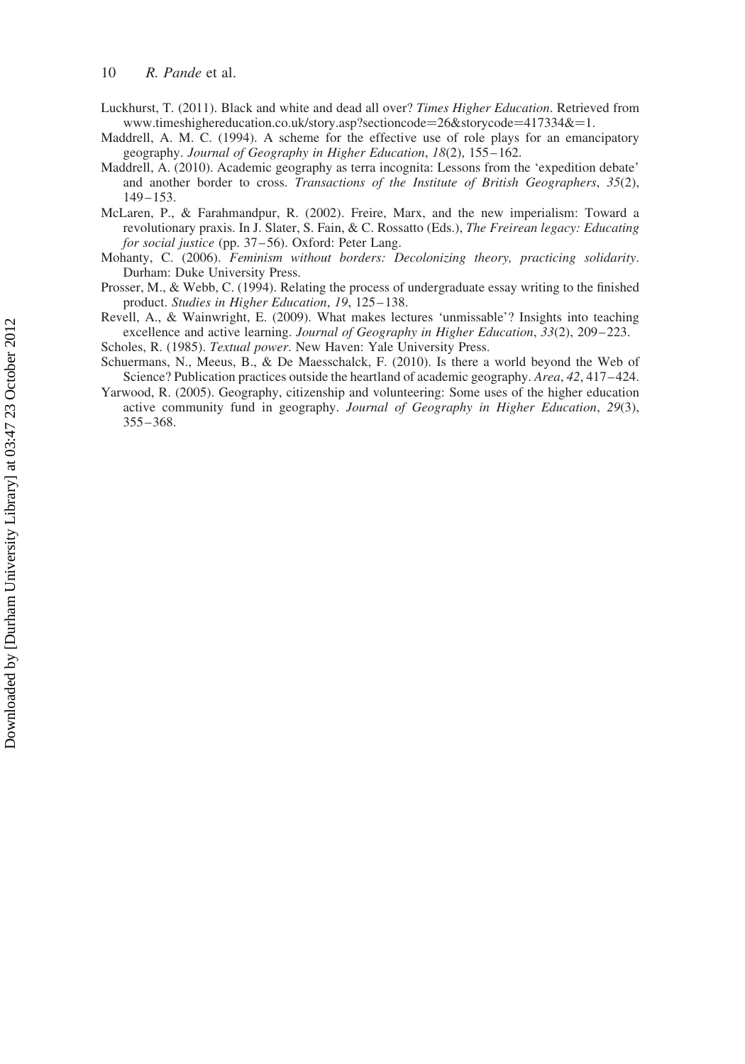Luckhurst, T. (2011). Black and white and dead all over? *Times Higher Education*. Retrieved from www.timeshighereducation.co.uk/story.asp?sectioncode=26&storycode=417334&=1.

Maddrell, A. M. C. (1994). A scheme for the effective use of role plays for an emancipatory geography. *Journal of Geography in Higher Education*, *18*(2), 155–162.

Maddrell, A. (2010). Academic geography as terra incognita: Lessons from the 'expedition debate' and another border to cross. *Transactions of the Institute of British Geographers*, *35*(2), 149–153.

McLaren, P., & Farahmandpur, R. (2002). Freire, Marx, and the new imperialism: Toward a revolutionary praxis. In J. Slater, S. Fain, & C. Rossatto (Eds.), *The Freirean legacy: Educating for social justice* (pp. 37–56). Oxford: Peter Lang.

Mohanty, C. (2006). *Feminism without borders: Decolonizing theory, practicing solidarity*. Durham: Duke University Press.

Prosser, M., & Webb, C. (1994). Relating the process of undergraduate essay writing to the finished product. *Studies in Higher Education*, *19*, 125–138.

Revell, A., & Wainwright, E. (2009). What makes lectures 'unmissable'? Insights into teaching excellence and active learning. *Journal of Geography in Higher Education*, *33*(2), 209–223.

Scholes, R. (1985). *Textual power*. New Haven: Yale University Press.

Schuermans, N., Meeus, B., & De Maesschalck, F. (2010). Is there a world beyond the Web of Science? Publication practices outside the heartland of academic geography. *Area*, *42*, 417–424.

Yarwood, R. (2005). Geography, citizenship and volunteering: Some uses of the higher education active community fund in geography. *Journal of Geography in Higher Education*, *29*(3), 355–368.